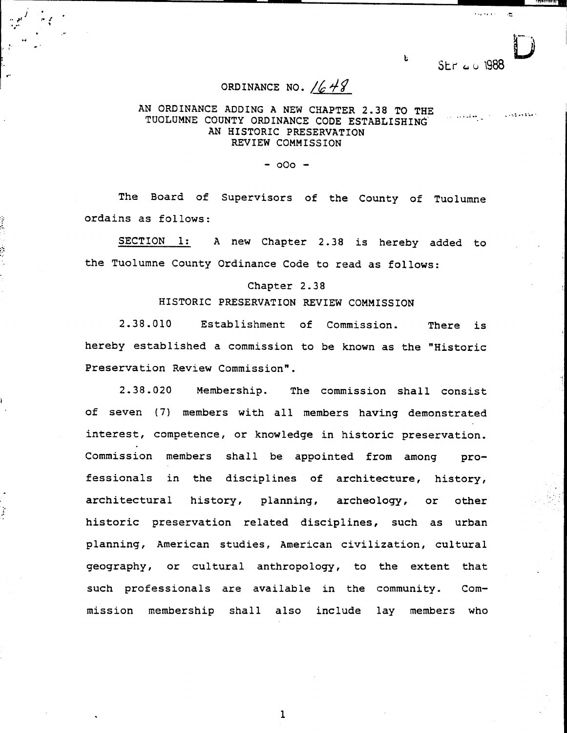SEP 26 1988

# ORDINANCE NO. 1648

## AN ORDINANCE ADDING A NEW CHAPTER 2.38 TO THE TUOLUMNE COUNTY ORDINANCE CODE ESTABLISHING AN HISTORIC PRESERVATION REVIEW COMMISSION

\- oOo -

The Board of Supervisors of the County of Tuolumne ordains as follows:

<u>SECTION 1:</u> A new Chapter 2.38 is hereby added to the Tuolumne County Ordinance Code to read as follows:

### Chapter 2.38
### HISTORIC PRESERVATION REVIEW COMMISSION

2.38.010 Establishment of Commission. There is hereby established a commission to be known as the "Historic Preservation Review Commission".

2.38.020 Membership. The commission shall consist of seven (7) members with all members having demonstrated interest, competence, or knowledge in historic preservation. Commission members shall be appointed from among professionals in the disciplines of architecture, history, architectural history, planning, archeology, or other historic preservation related disciplines, such as urban planning, American studies, American civilization, cultural geography, or cultural anthropology, to the extent that such professionals are available in the community. Commission membership shall also include lay members who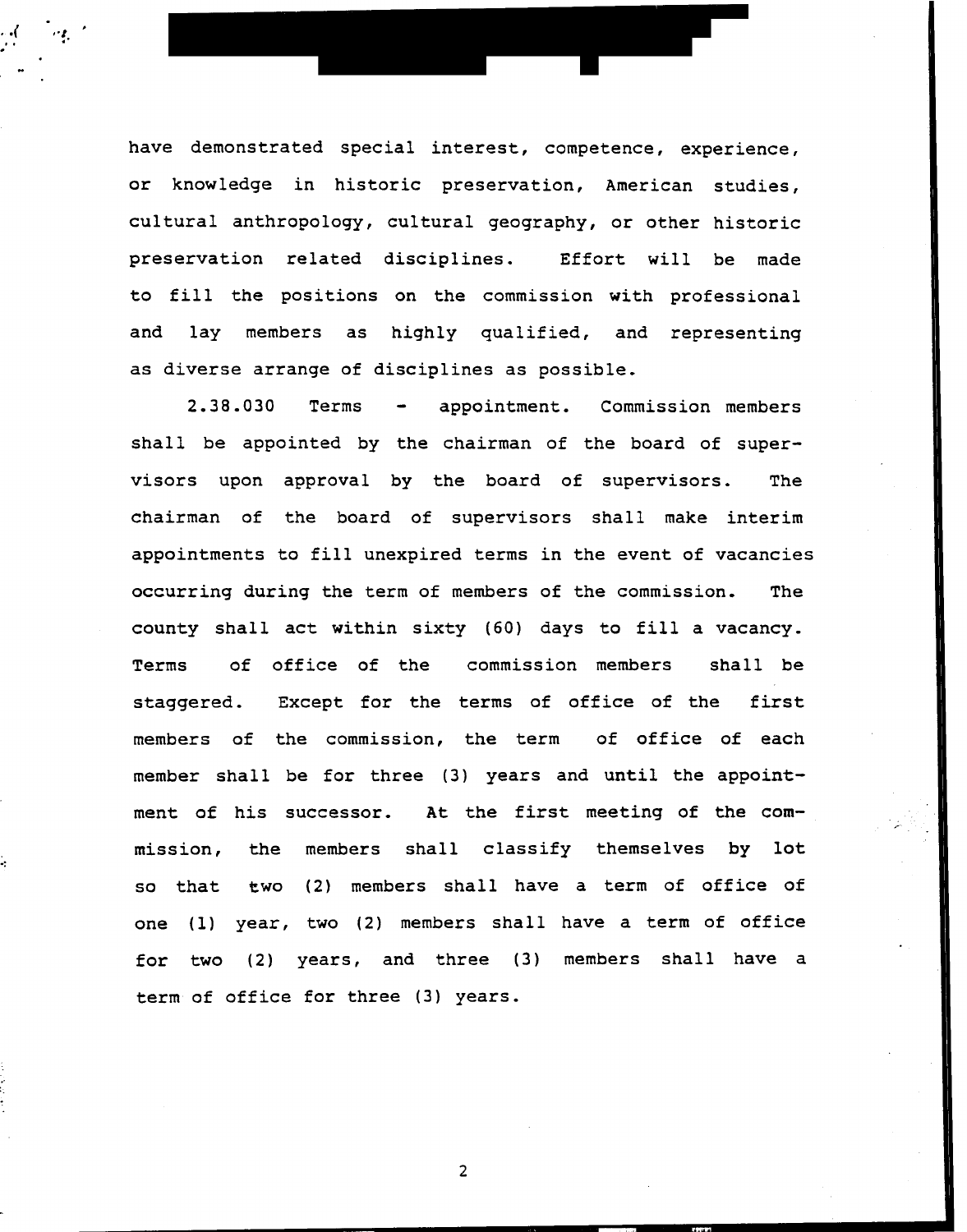have demonstrated special interest, competence, experience, or knowledge in historic preservation, American studies, cultural anthropology, cultural geography, or other historic preservation related disciplines. Effort will be made to fill the positions on the commission with professional and lay members as highly qualified, and representing as diverse arrange of disciplines as possible.

2.38.030 Terms - appointment. Commission members shall be appointed by the chairman of the board of supervisors upon approval by the board of supervisors. The chairman of the board of supervisors shall make interim appointments to fill unexpired terms in the event of vacancies occurring during the term of members of the commission. The county shall act within sixty (60) days to fill a vacancy. Terms of office of the commission members shall be staggered. Except for the terms of office of the first members of the commission, the term of office of each member shall be for three (3) years and until the appointment of his successor. At the first meeting of the commission, the members shall classify themselves by lot so that two (2) members shall have a term of office of one (1) year, two (2) members shall have a term of office for two (2) years, and three (3) members shall have a term of office for three (3) years.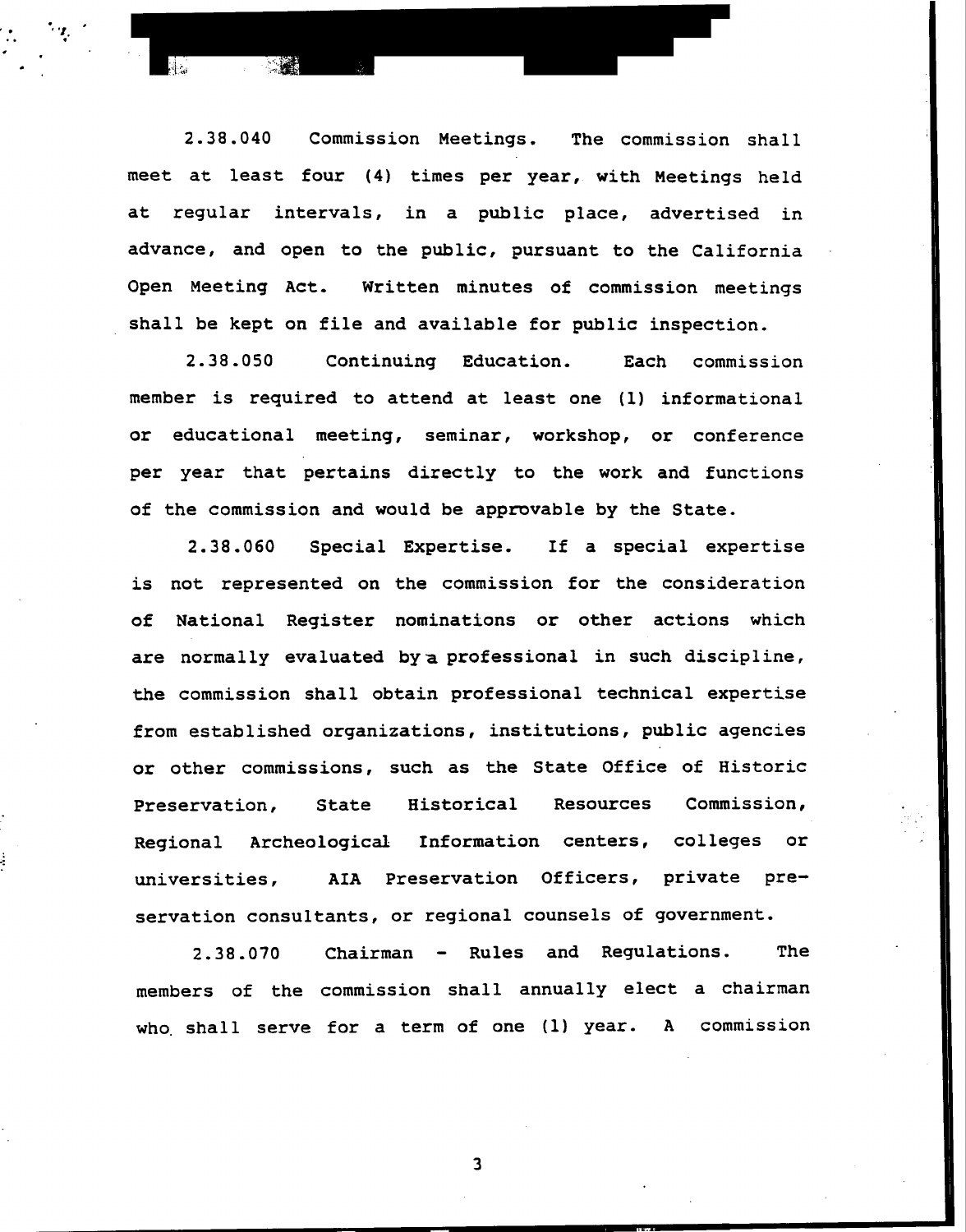2.38.040 Commission Meetings. The commission shall meet at least four (4) times per year, with Meetings held at regular intervals, in a public place, advertised in advance, and open to the public, pursuant to the California Open Meeting Act. Written minutes of commission meetings shall be kept on file and available for public inspection.

2.38.050 Continuing Education. Each commission member is required to attend at least one (1) informational or educational meeting, seminar, workshop, or conference per year that pertains directly to the work and functions of the commission and would be approvable by the State.

2.38.060 Special Expertise. If a special expertise is not represented on the commission for the consideration of National Register nominations or other actions which are normally evaluated by a professional in such discipline, the commission shall obtain professional technical expertise from established organizations, institutions, public agencies or other commissions, such as the State Office of Historic Preservation, State Historical Resources Commission, Regional Archeological Information centers, colleges or universities, AIA Preservation Officers, private preservation consultants, or regional counsels of government.

2.38.070 Chairman - Rules and Regulations. The members of the commission shall annually elect a chairman who shall serve for a term of one (1) year. A commission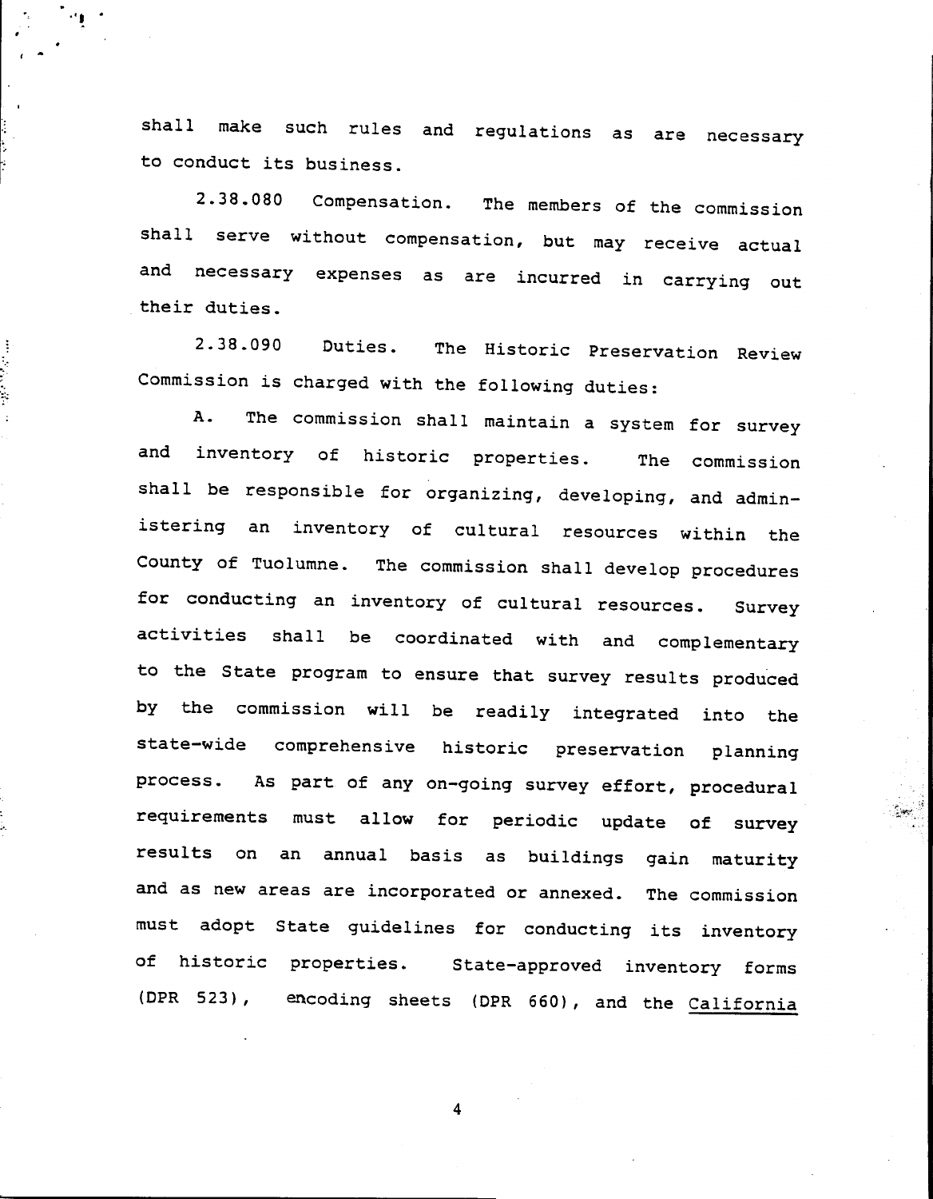shall make such rules and regulations as are necessary to conduct its business.

2.38.080 Compensation. The members of the commission shall serve without compensation, but may receive actual and necessary expenses as are incurred in carrying out their duties.

2.38.090 Duties. The Historic Preservation Review Commission is charged with the following duties:

A. The commission shall maintain a system for survey and inventory of historic properties. The commission shall be responsible for organizing, developing, and administering an inventory of cultural resources within the County of Tuolumne. The commission shall develop procedures for conducting an inventory of cultural resources. Survey activities shall be coordinated with and complementary to the State program to ensure that survey results produced by the commission will be readily integrated into the state-wide comprehensive historic preservation planning process. As part of any on-going survey effort, procedural requirements must allow for periodic update of survey results on an annual basis as buildings gain maturity and as new areas are incorporated or annexed. The commission must adopt State guidelines for conducting its inventory of historic properties. State-approved inventory forms (DPR 523), encoding sheets (DPR 660), and the <u>California</u>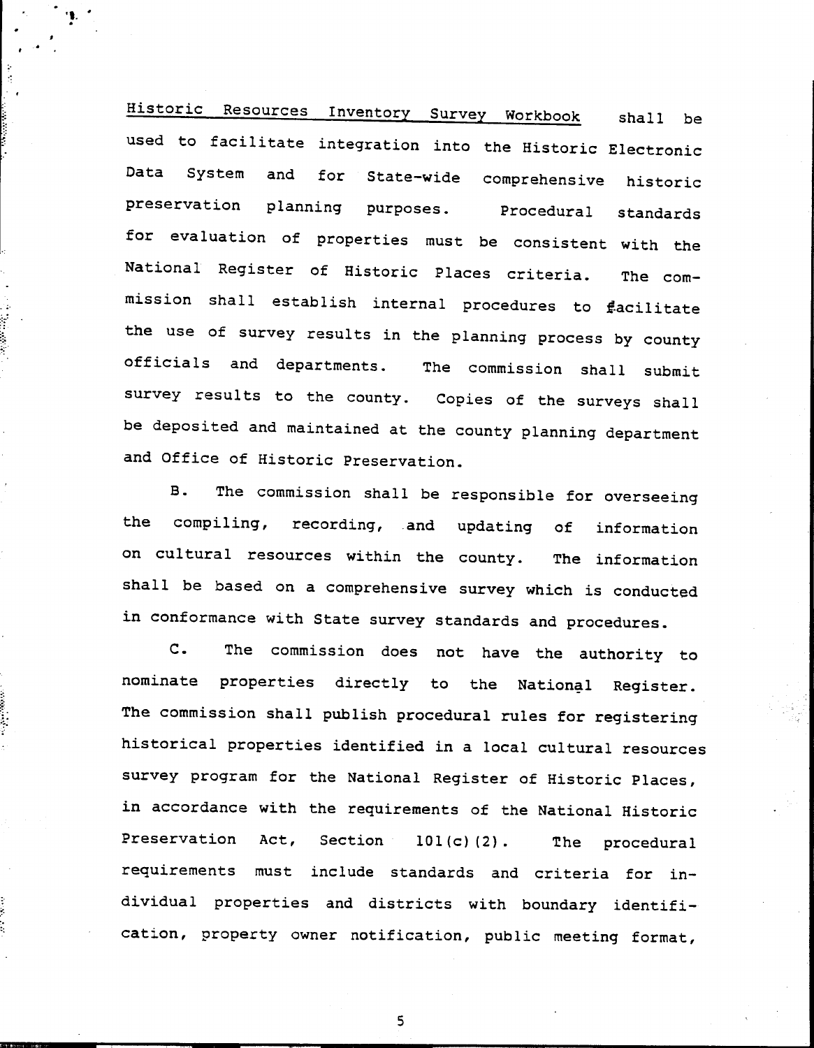Historic Resources Inventory Survey Workbook shall be used to facilitate integration into the Historic Electronic Data System and for State-wide comprehensive historic preservation planning purposes. Procedural standards for evaluation of properties must be consistent with the National Register of Historic Places criteria. The commission shall establish internal procedures to facilitate the use of survey results in the planning process by county officials and departments. The commission shall submit survey results to the county. Copies of the surveys shall be deposited and maintained at the county planning department and Office of Historic Preservation.

B. The commission shall be responsible for overseeing the compiling, recording, and updating of information on cultural resources within the county. The information shall be based on a comprehensive survey which is conducted in conformance with State survey standards and procedures.

C. The commission does not have the authority to nominate properties directly to the National Register. The commission shall publish procedural rules for registering historical properties identified in a local cultural resources survey program for the National Register of Historic Places, in accordance with the requirements of the National Historic Preservation Act, Section 101(c)(2). The procedural requirements must include standards and criteria for individual properties and districts with boundary identification, property owner notification, public meeting format,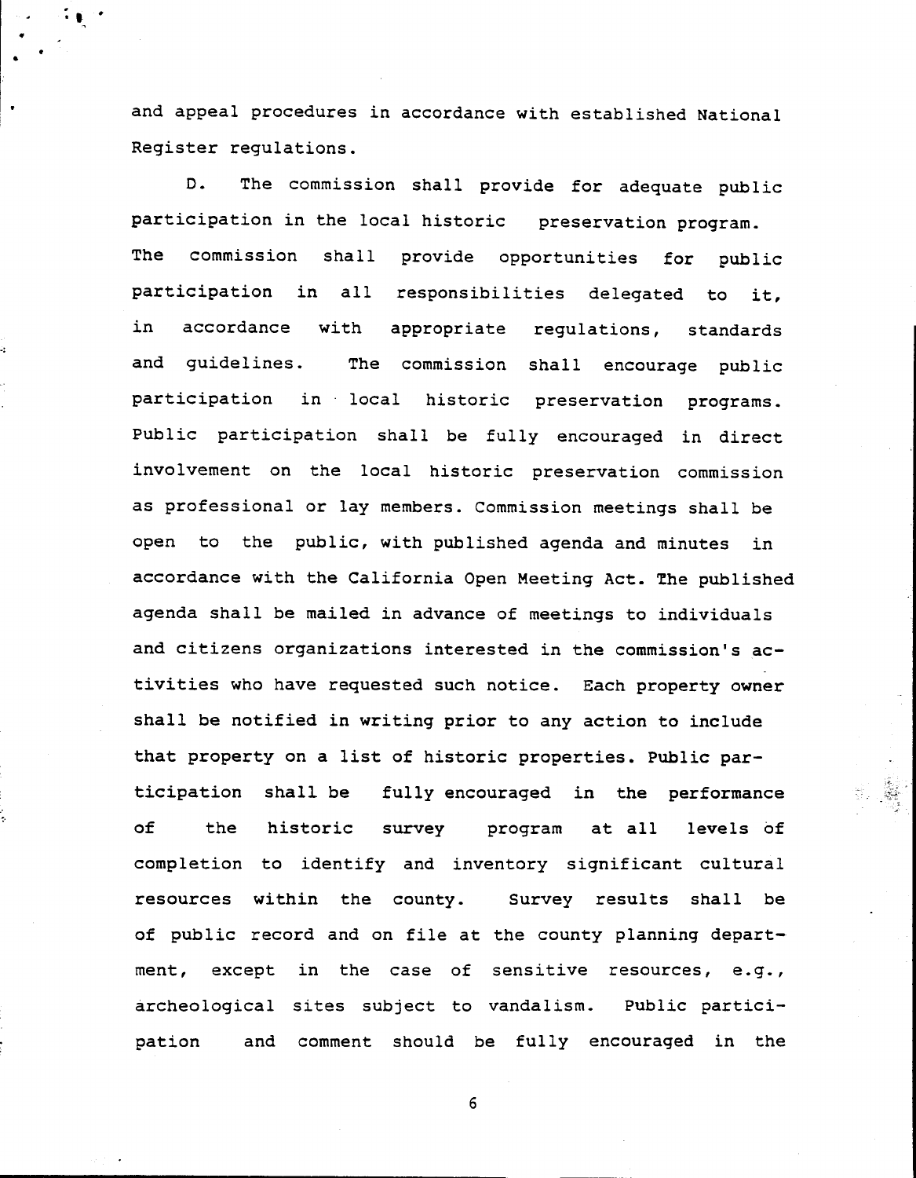and appeal procedures in accordance with established National Register regulations.

D. The commission shall provide for adequate public participation in the local historic preservation program. The commission shall provide opportunities for public participation in all responsibilities delegated to it, in accordance with appropriate regulations, standards and guidelines. The commission shall encourage public participation in local historic preservation programs. Public participation shall be fully encouraged in direct involvement on the local historic preservation commission as professional or lay members. Commission meetings shall be open to the public, with published agenda and minutes in accordance with the California Open Meeting Act. The published agenda shall be mailed in advance of meetings to individuals and citizens organizations interested in the commission's activities who have requested such notice. Each property owner shall be notified in writing prior to any action to include that property on a list of historic properties. Public participation shall be fully encouraged in the performance of the historic survey program at all levels of completion to identify and inventory significant cultural resources within the county. Survey results shall be of public record and on file at the county planning department, except in the case of sensitive resources, e.g., archeological sites subject to vandalism. Public participation and comment should be fully encouraged in the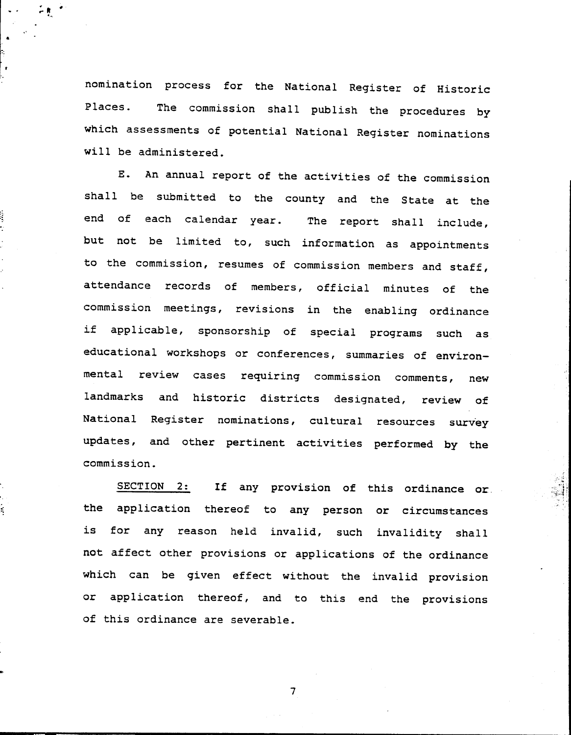nomination process for the National Register of Historic Places. The commission shall publish the procedures by which assessments of potential National Register nominations will be administered.

E. An annual report of the activities of the commission shall be submitted to the county and the State at the end of each calendar year. The report shall include, but not be limited to, such information as appointments to the commission, resumes of commission members and staff, attendance records of members, official minutes of the commission meetings, revisions in the enabling ordinance if applicable, sponsorship of special programs such as educational workshops or conferences, summaries of environmental review cases requiring commission comments, new landmarks and historic districts designated, review of National Register nominations, cultural resources survey updates, and other pertinent activities performed by the commission.

<u>SECTION 2:</u> If any provision of this ordinance or the application thereof to any person or circumstances is for any reason held invalid, such invalidity shall not affect other provisions or applications of the ordinance which can be given effect without the invalid provision or application thereof, and to this end the provisions of this ordinance are severable.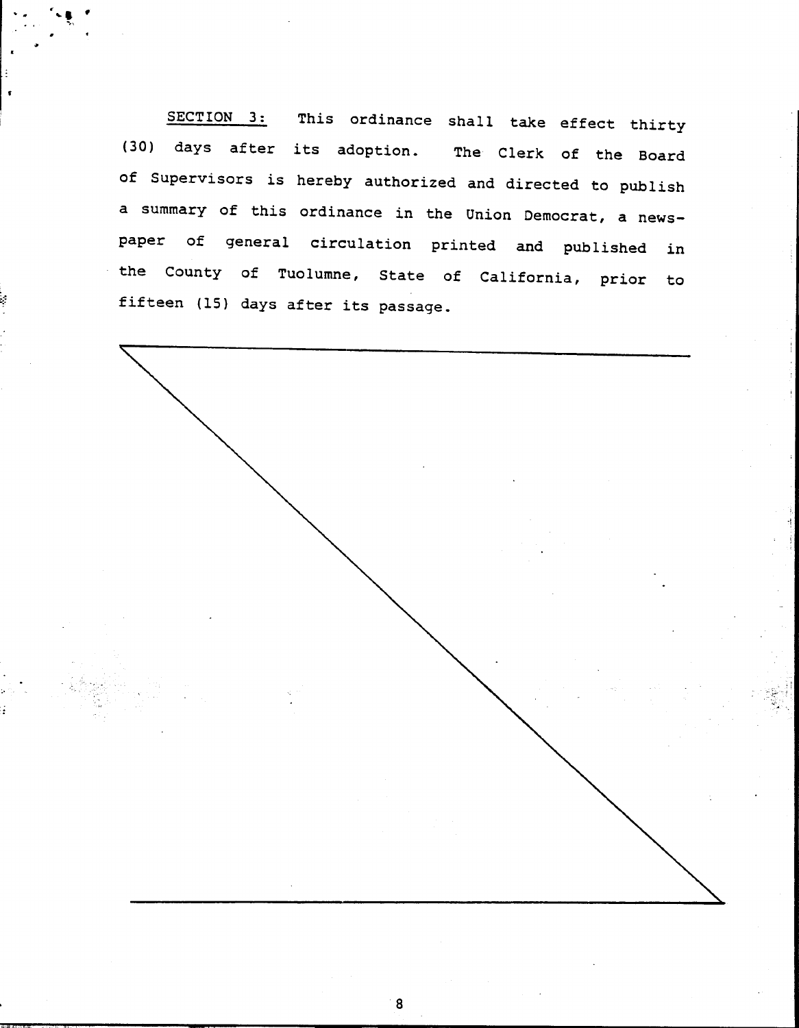SECTION 3: This ordinance shall take effect thirty (30) days after its adoption. The Clerk of the Board of Supervisors is hereby authorized and directed to publish a summary of this ordinance in the Union Democrat, a newspaper of general circulation printed and published in the County of Tuolumne, State of California, prior to fifteen (15) days after its passage.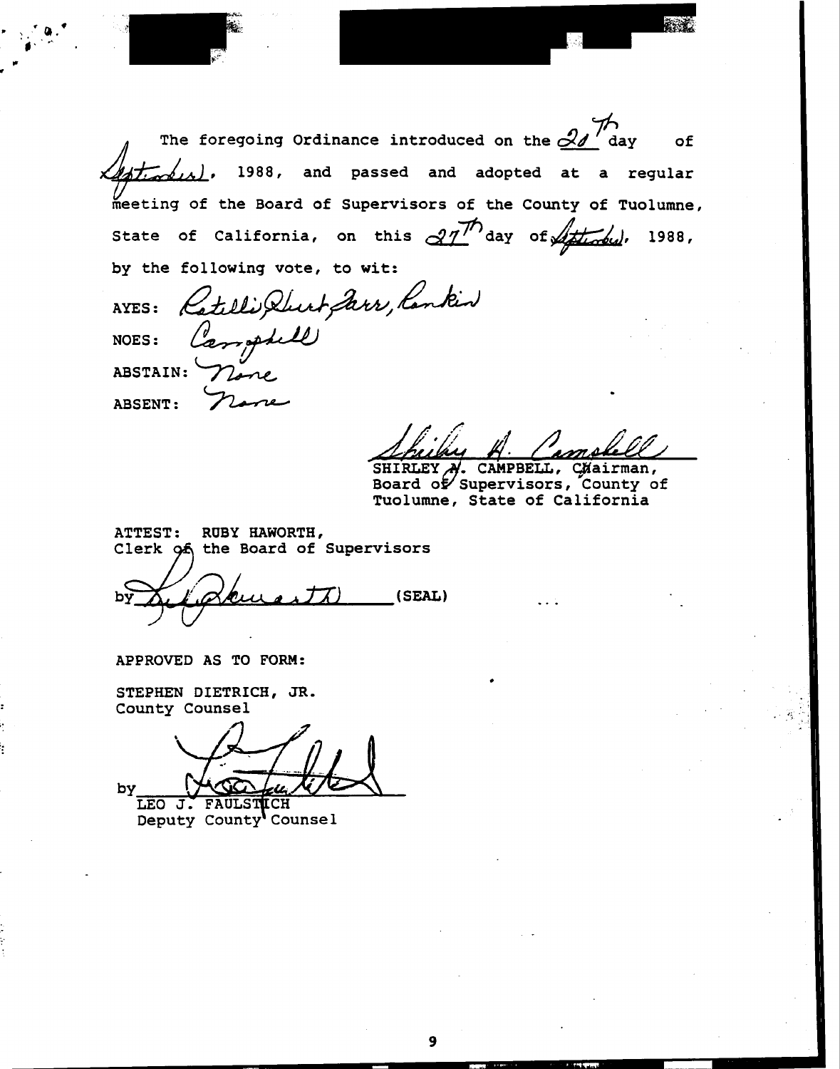The foregoing Ordinance introduced on the 20th day of September, 1988, and passed and adopted at a regular meeting of the Board of Supervisors of the County of Tuolumne, State of California, on this 27th day of September, 1988, by the following vote, to wit:

AYES: Petilli, Alert, Farr, Rankin

NOES: Campbell

ABSTAIN: None

ABSENT: None

Shirley H. Campbell

SHIRLEY H. CAMPBELL, Chairman,
Board of Supervisors, County of Tuolumne, State of California

ATTEST: RUBY HAWORTH,
Clerk of the Board of Supervisors

by Ruby Haworth (SEAL)

APPROVED AS TO FORM:

STEPHEN DIETRICH, JR.
County Counsel

by Leo J. Faulstich
LEO J. FAULSTICH
Deputy County Counsel